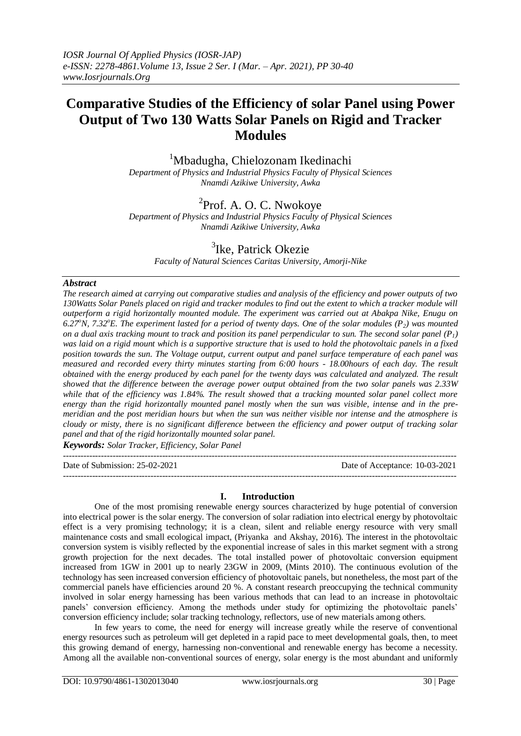# Comparative Studies of the Efficiency of solar Panel using Power Output of Two 130 Watts Solar Panels on Rigid and Tracker Modules

[1]Mbadugha, Chielozonam Ikedinachi

*Department of Physics and Industrial Physics Faculty of Physical Sciences Nnamdi Azikiwe University, Awka*

[2]Prof. A. O. C. Nwokoye

*Department of Physics and Industrial Physics Faculty of Physical Sciences Nnamdi Azikiwe University, Awka*

[3]Ike, Patrick Okezie

*Faculty of Natural Sciences Caritas University, Amorji-Nike*

### *Abstract*

*The research aimed at carrying out comparative studies and analysis of the efficiency and power outputs of two 130Watts Solar Panels placed on rigid and tracker modules to find out the extent to which a tracker module will outperform a rigid horizontally mounted module. The experiment was carried out at Abakpa Nike, Enugu on 6.27°N, 7.32°E. The experiment lasted for a period of twenty days. One of the solar modules ($P_2$) was mounted on a dual axis tracking mount to track and position its panel perpendicular to sun. The second solar panel ($P_1$) was laid on a rigid mount which is a supportive structure that is used to hold the photovoltaic panels in a fixed position towards the sun. The Voltage output, current output and panel surface temperature of each panel was measured and recorded every thirty minutes starting from 6:00 hours - 18.00hours of each day. The result obtained with the energy produced by each panel for the twenty days was calculated and analyzed. The result showed that the difference between the average power output obtained from the two solar panels was 2.33W while that of the efficiency was 1.84%. The result showed that a tracking mounted solar panel collect more energy than the rigid horizontally mounted panel mostly when the sun was visible, intense and in the pre-meridian and the post meridian hours but when the sun was neither visible nor intense and the atmosphere is cloudy or misty, there is no significant difference between the efficiency and power output of tracking solar panel and that of the rigid horizontally mounted solar panel.*

***Keywords:** Solar Tracker, Efficiency, Solar Panel*

---

Date of Submission: 25-02-2021 Date of Acceptance: 10-03-2021

---

## I. Introduction

One of the most promising renewable energy sources characterized by huge potential of conversion into electrical power is the solar energy. The conversion of solar radiation into electrical energy by photovoltaic effect is a very promising technology; it is a clean, silent and reliable energy resource with very small maintenance costs and small ecological impact, (Priyanka and Akshay, 2016). The interest in the photovoltaic conversion system is visibly reflected by the exponential increase of sales in this market segment with a strong growth projection for the next decades. The total installed power of photovoltaic conversion equipment increased from 1GW in 2001 up to nearly 23GW in 2009, (Mints 2010). The continuous evolution of the technology has seen increased conversion efficiency of photovoltaic panels, but nonetheless, the most part of the commercial panels have efficiencies around 20 %. A constant research preoccupying the technical community involved in solar energy harnessing has been various methods that can lead to an increase in photovoltaic panels' conversion efficiency. Among the methods under study for optimizing the photovoltaic panels' conversion efficiency include; solar tracking technology, reflectors, use of new materials among others.

In few years to come, the need for energy will increase greatly while the reserve of conventional energy resources such as petroleum will get depleted in a rapid pace to meet developmental goals, then, to meet this growing demand of energy, harnessing non-conventional and renewable energy has become a necessity. Among all the available non-conventional sources of energy, solar energy is the most abundant and uniformly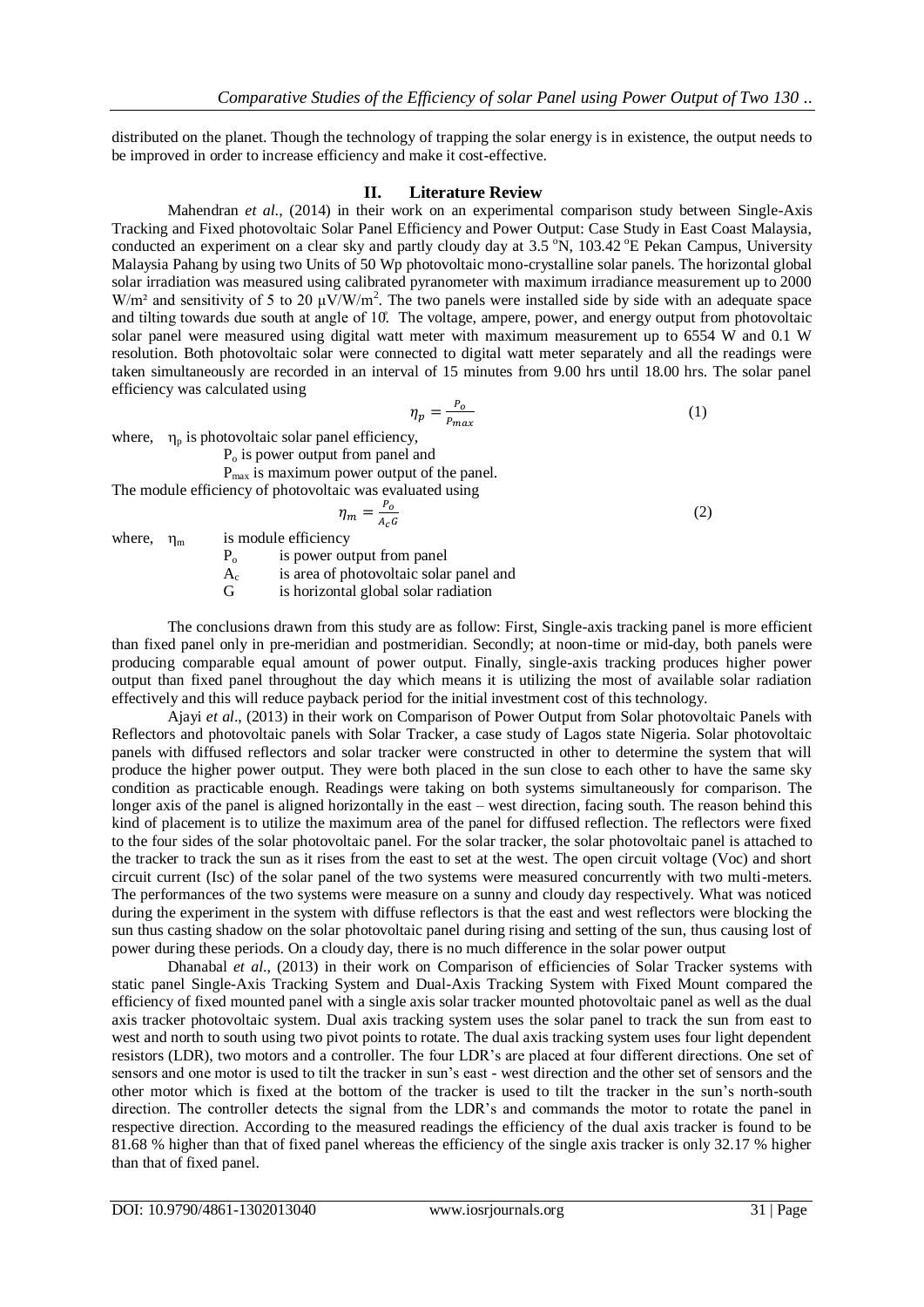distributed on the planet. Though the technology of trapping the solar energy is in existence, the output needs to be improved in order to increase efficiency and make it cost-effective.

## II. Literature Review

Mahendran *et al*., (2014) in their work on an experimental comparison study between Single-Axis Tracking and Fixed photovoltaic Solar Panel Efficiency and Power Output: Case Study in East Coast Malaysia, conducted an experiment on a clear sky and partly cloudy day at 3.5 °N, 103.42 °E Pekan Campus, University Malaysia Pahang by using two Units of 50 Wp photovoltaic mono-crystalline solar panels. The horizontal global solar irradiation was measured using calibrated pyranometer with maximum irradiance measurement up to 2000 W/m² and sensitivity of 5 to 20 μV/W/m². The two panels were installed side by side with an adequate space and tilting towards due south at angle of 10̊. The voltage, ampere, power, and energy output from photovoltaic solar panel were measured using digital watt meter with maximum measurement up to 6554 W and 0.1 W resolution. Both photovoltaic solar were connected to digital watt meter separately and all the readings were taken simultaneously are recorded in an interval of 15 minutes from 9.00 hrs until 18.00 hrs. The solar panel efficiency was calculated using

$$\eta_p = \frac{P_o}{P_{max}} \tag{1}$$

where, $\eta_p$ is photovoltaic solar panel efficiency,

$P_o$ is power output from panel and

$P_{max}$ is maximum power output of the panel.

The module efficiency of photovoltaic was evaluated using

$$\eta_m = \frac{P_o}{A_c G} \tag{2}$$

where, $\eta_m$ is module efficiency

$P_o$ is power output from panel

$A_c$ is area of photovoltaic solar panel and

$G$ is horizontal global solar radiation

The conclusions drawn from this study are as follow: First, Single-axis tracking panel is more efficient than fixed panel only in pre-meridian and postmeridian. Secondly; at noon-time or mid-day, both panels were producing comparable equal amount of power output. Finally, single-axis tracking produces higher power output than fixed panel throughout the day which means it is utilizing the most of available solar radiation effectively and this will reduce payback period for the initial investment cost of this technology.

Ajayi *et al*., (2013) in their work on Comparison of Power Output from Solar photovoltaic Panels with Reflectors and photovoltaic panels with Solar Tracker, a case study of Lagos state Nigeria. Solar photovoltaic panels with diffused reflectors and solar tracker were constructed in other to determine the system that will produce the higher power output. They were both placed in the sun close to each other to have the same sky condition as practicable enough. Readings were taking on both systems simultaneously for comparison. The longer axis of the panel is aligned horizontally in the east – west direction, facing south. The reason behind this kind of placement is to utilize the maximum area of the panel for diffused reflection. The reflectors were fixed to the four sides of the solar photovoltaic panel. For the solar tracker, the solar photovoltaic panel is attached to the tracker to track the sun as it rises from the east to set at the west. The open circuit voltage (Voc) and short circuit current (Isc) of the solar panel of the two systems were measured concurrently with two multi-meters. The performances of the two systems were measure on a sunny and cloudy day respectively. What was noticed during the experiment in the system with diffuse reflectors is that the east and west reflectors were blocking the sun thus casting shadow on the solar photovoltaic panel during rising and setting of the sun, thus causing lost of power during these periods. On a cloudy day, there is no much difference in the solar power output

Dhanabal *et al*., (2013) in their work on Comparison of efficiencies of Solar Tracker systems with static panel Single-Axis Tracking System and Dual-Axis Tracking System with Fixed Mount compared the efficiency of fixed mounted panel with a single axis solar tracker mounted photovoltaic panel as well as the dual axis tracker photovoltaic system. Dual axis tracking system uses the solar panel to track the sun from east to west and north to south using two pivot points to rotate. The dual axis tracking system uses four light dependent resistors (LDR), two motors and a controller. The four LDR's are placed at four different directions. One set of sensors and one motor is used to tilt the tracker in sun's east - west direction and the other set of sensors and the other motor which is fixed at the bottom of the tracker is used to tilt the tracker in the sun's north-south direction. The controller detects the signal from the LDR's and commands the motor to rotate the panel in respective direction. According to the measured readings the efficiency of the dual axis tracker is found to be 81.68 % higher than that of fixed panel whereas the efficiency of the single axis tracker is only 32.17 % higher than that of fixed panel.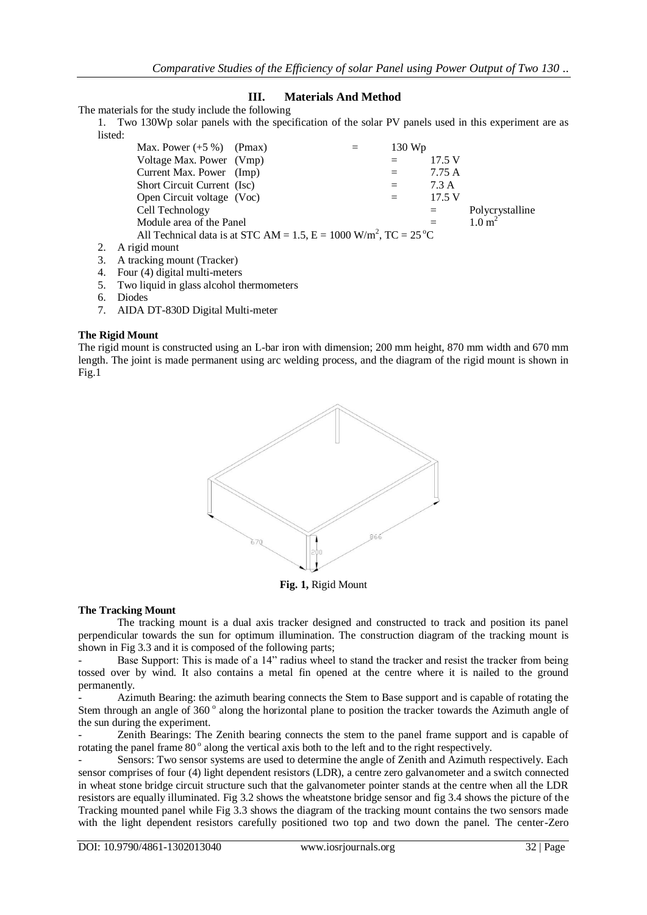## III. Materials And Method

The materials for the study include the following

1. Two 130Wp solar panels with the specification of the solar PV panels used in this experiment are as listed:

| | | |
|---|---|---|
| Max. Power (+5 %) (Pmax) | = | 130 Wp |
| Voltage Max. Power (Vmp) | = | 17.5 V |
| Current Max. Power (Imp) | = | 7.75 A |
| Short Circuit Current (Isc) | = | 7.3 A |
| Open Circuit voltage (Voc) | = | 17.5 V |
| Cell Technology | = | Polycrystalline |
| Module area of the Panel | = | $1.0\ m^2$ |

All Technical data is at STC AM = 1.5, E = 1000 $W/m^2$, TC = 25 °C

2. A rigid mount
3. A tracking mount (Tracker)
4. Four (4) digital multi-meters
5. Two liquid in glass alcohol thermometers
6. Diodes
7. AIDA DT-830D Digital Multi-meter

**The Rigid Mount**

The rigid mount is constructed using an L-bar iron with dimension; 200 mm height, 870 mm width and 670 mm length. The joint is made permanent using arc welding process, and the diagram of the rigid mount is shown in Fig.1

**Fig. 1,** Rigid Mount

**The Tracking Mount**

The tracking mount is a dual axis tracker designed and constructed to track and position its panel perpendicular towards the sun for optimum illumination. The construction diagram of the tracking mount is shown in Fig 3.3 and it is composed of the following parts;

- Base Support: This is made of a 14" radius wheel to stand the tracker and resist the tracker from being tossed over by wind. It also contains a metal fin opened at the centre where it is nailed to the ground permanently.
- Azimuth Bearing: the azimuth bearing connects the Stem to Base support and is capable of rotating the Stem through an angle of 360 ° along the horizontal plane to position the tracker towards the Azimuth angle of the sun during the experiment.
- Zenith Bearings: The Zenith bearing connects the stem to the panel frame support and is capable of rotating the panel frame 80 ° along the vertical axis both to the left and to the right respectively.
- Sensors: Two sensor systems are used to determine the angle of Zenith and Azimuth respectively. Each sensor comprises of four (4) light dependent resistors (LDR), a centre zero galvanometer and a switch connected in wheat stone bridge circuit structure such that the galvanometer pointer stands at the centre when all the LDR resistors are equally illuminated. Fig 3.2 shows the wheatstone bridge sensor and fig 3.4 shows the picture of the Tracking mounted panel while Fig 3.3 shows the diagram of the tracking mount contains the two sensors made with the light dependent resistors carefully positioned two top and two down the panel. The center-Zero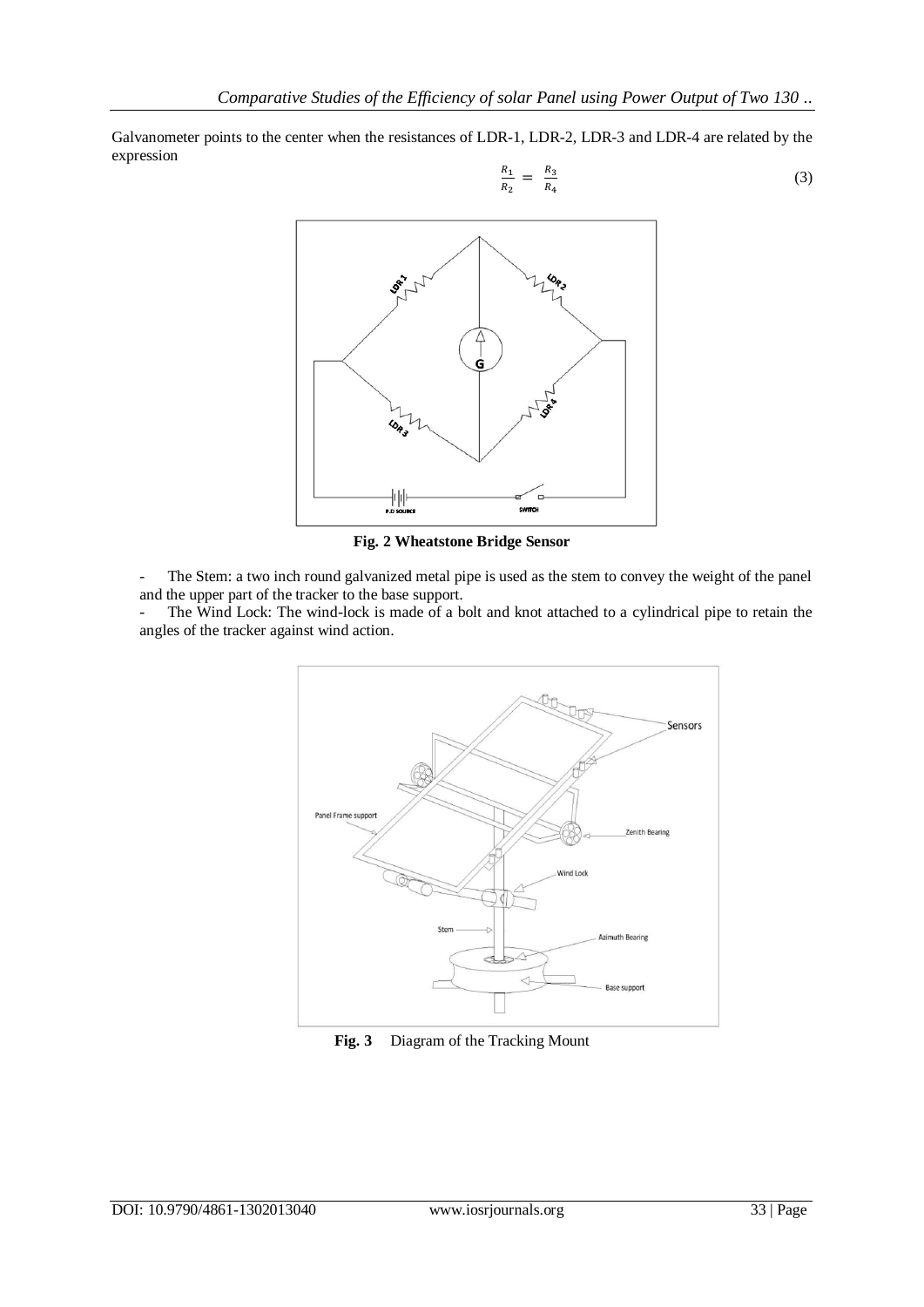Galvanometer points to the center when the resistances of LDR-1, LDR-2, LDR-3 and LDR-4 are related by the expression

$$\frac{R_1}{R_2} = \frac{R_3}{R_4} \tag{3}$$

**Fig. 2 Wheatstone Bridge Sensor**

- The Stem: a two inch round galvanized metal pipe is used as the stem to convey the weight of the panel and the upper part of the tracker to the base support.
- The Wind Lock: The wind-lock is made of a bolt and knot attached to a cylindrical pipe to retain the angles of the tracker against wind action.

**Fig. 3** Diagram of the Tracking Mount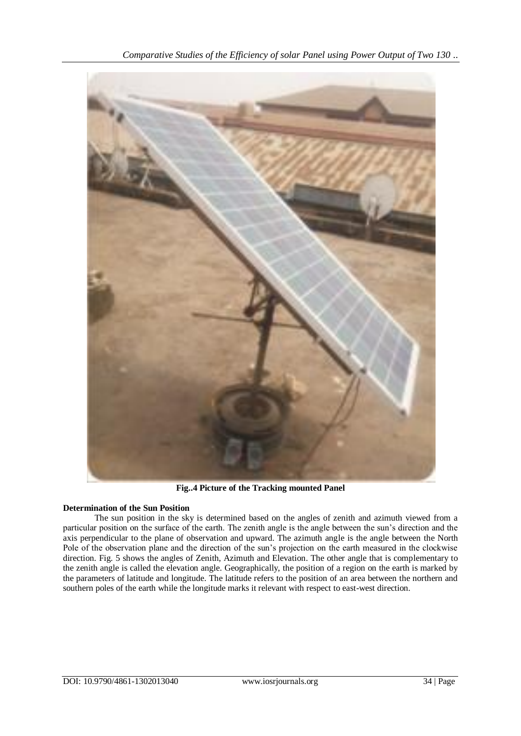**Fig..4 Picture of the Tracking mounted Panel**

**Determination of the Sun Position**

The sun position in the sky is determined based on the angles of zenith and azimuth viewed from a particular position on the surface of the earth. The zenith angle is the angle between the sun's direction and the axis perpendicular to the plane of observation and upward. The azimuth angle is the angle between the North Pole of the observation plane and the direction of the sun's projection on the earth measured in the clockwise direction. Fig. 5 shows the angles of Zenith, Azimuth and Elevation. The other angle that is complementary to the zenith angle is called the elevation angle. Geographically, the position of a region on the earth is marked by the parameters of latitude and longitude. The latitude refers to the position of an area between the northern and southern poles of the earth while the longitude marks it relevant with respect to east-west direction.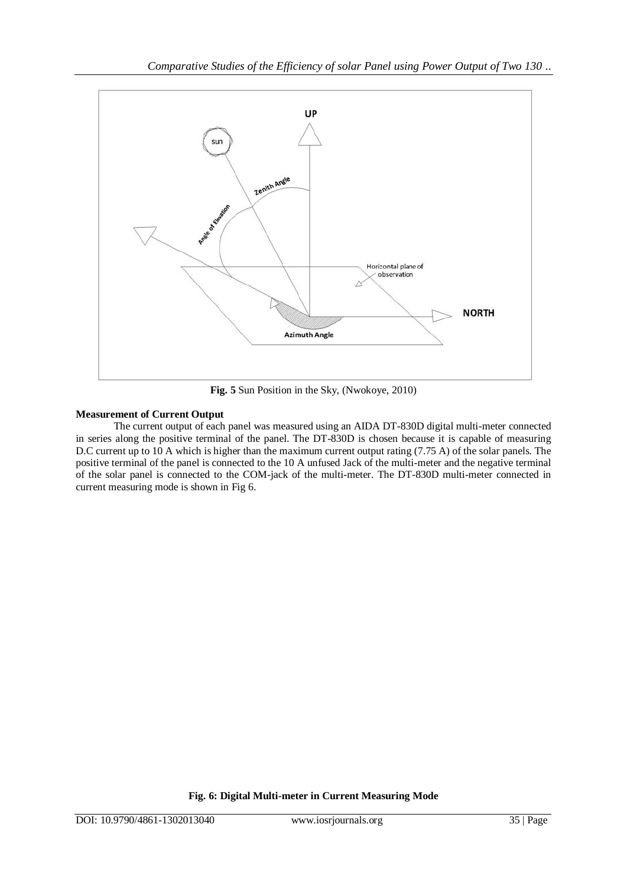**Fig. 5** Sun Position in the Sky, (Nwokoye, 2010)

**Measurement of Current Output**

The current output of each panel was measured using an AIDA DT-830D digital multi-meter connected in series along the positive terminal of the panel. The DT-830D is chosen because it is capable of measuring D.C current up to 10 A which is higher than the maximum current output rating (7.75 A) of the solar panels. The positive terminal of the panel is connected to the 10 A unfused Jack of the multi-meter and the negative terminal of the solar panel is connected to the COM-jack of the multi-meter. The DT-830D multi-meter connected in current measuring mode is shown in Fig 6.

**Fig. 6: Digital Multi-meter in Current Measuring Mode**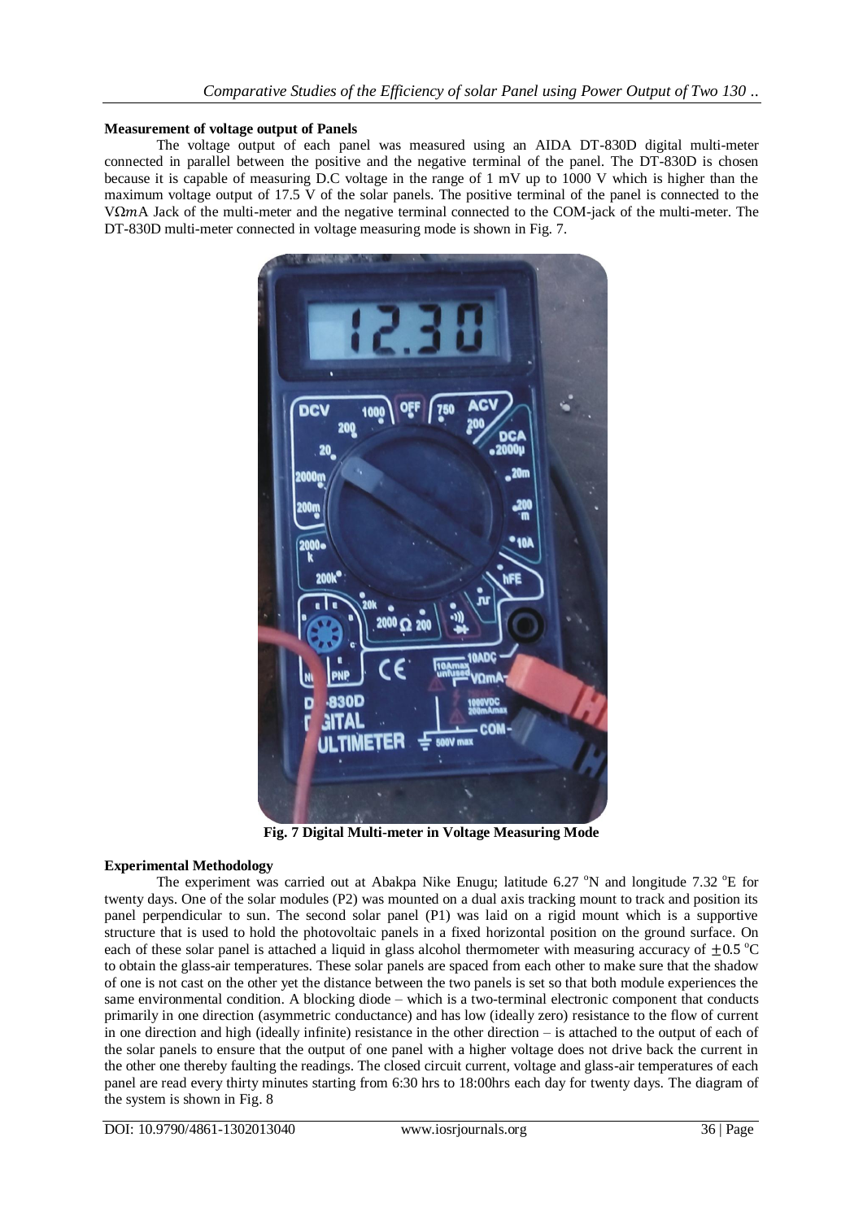**Measurement of voltage output of Panels**

The voltage output of each panel was measured using an AIDA DT-830D digital multi-meter connected in parallel between the positive and the negative terminal of the panel. The DT-830D is chosen because it is capable of measuring D.C voltage in the range of 1 mV up to 1000 V which is higher than the maximum voltage output of 17.5 V of the solar panels. The positive terminal of the panel is connected to the V$\Omega m$A Jack of the multi-meter and the negative terminal connected to the COM-jack of the multi-meter. The DT-830D multi-meter connected in voltage measuring mode is shown in Fig. 7.

**Fig. 7 Digital Multi-meter in Voltage Measuring Mode**

**Experimental Methodology**

The experiment was carried out at Abakpa Nike Enugu; latitude 6.27 $^{o}$N and longitude 7.32 $^{o}$E for twenty days. One of the solar modules (P2) was mounted on a dual axis tracking mount to track and position its panel perpendicular to sun. The second solar panel (P1) was laid on a rigid mount which is a supportive structure that is used to hold the photovoltaic panels in a fixed horizontal position on the ground surface. On each of these solar panel is attached a liquid in glass alcohol thermometer with measuring accuracy of $\pm 0.5$ $^{o}$C to obtain the glass-air temperatures. These solar panels are spaced from each other to make sure that the shadow of one is not cast on the other yet the distance between the two panels is set so that both module experiences the same environmental condition. A blocking diode – which is a two-terminal electronic component that conducts primarily in one direction (asymmetric conductance) and has low (ideally zero) resistance to the flow of current in one direction and high (ideally infinite) resistance in the other direction – is attached to the output of each of the solar panels to ensure that the output of one panel with a higher voltage does not drive back the current in the other one thereby faulting the readings. The closed circuit current, voltage and glass-air temperatures of each panel are read every thirty minutes starting from 6:30 hrs to 18:00hrs each day for twenty days. The diagram of the system is shown in Fig. 8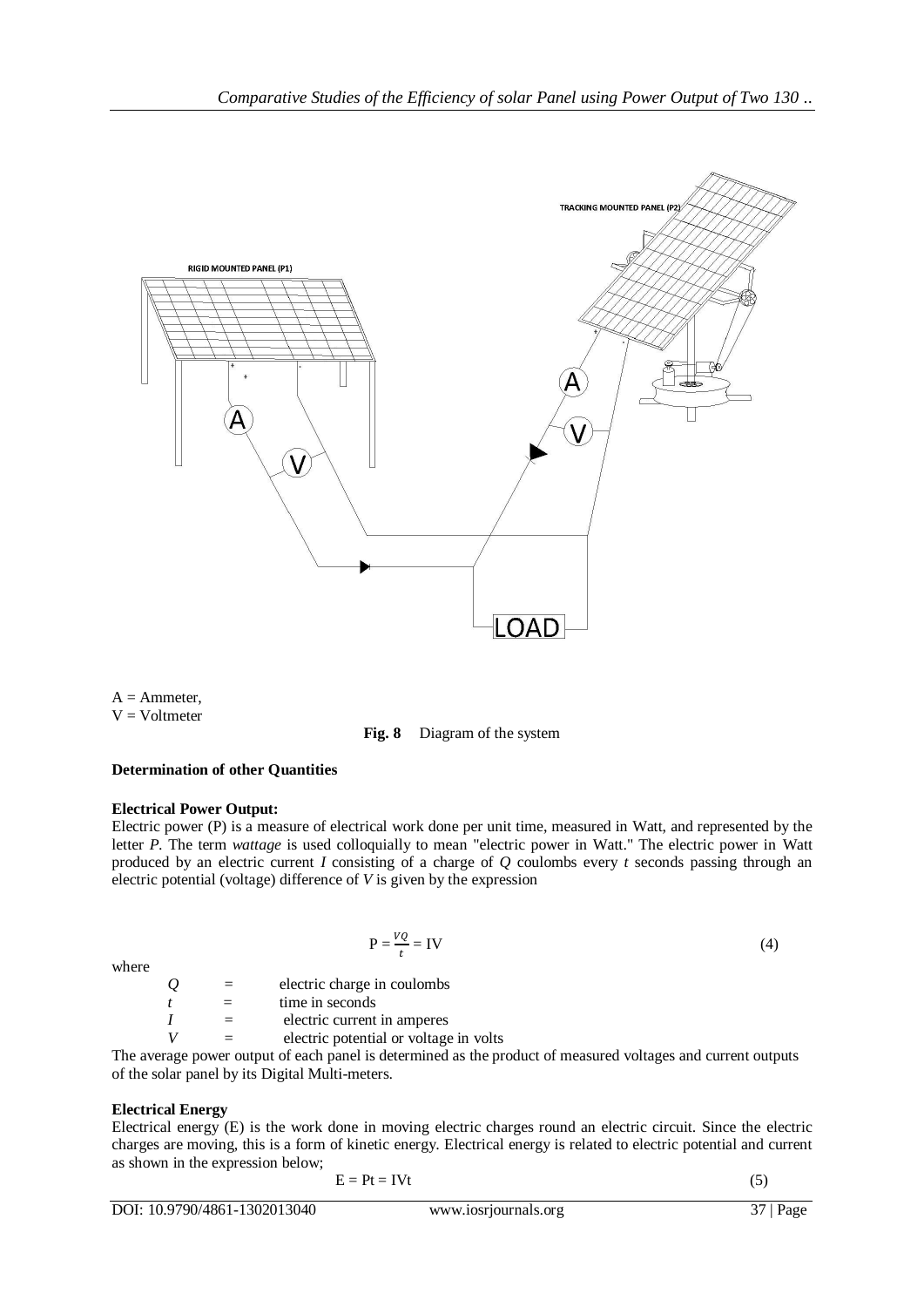A = Ammeter,
V = Voltmeter

**Fig. 8** Diagram of the system

**Determination of other Quantities**

**Electrical Power Output:**

Electric power (P) is a measure of electrical work done per unit time, measured in Watt, and represented by the letter *P.* The term *wattage* is used colloquially to mean "electric power in Watt." The electric power in Watt produced by an electric current *I* consisting of a charge of *Q* coulombs every *t* seconds passing through an electric potential (voltage) difference of *V* is given by the expression

$$P = \frac{VQ}{t} = IV \tag{4}$$

where

| | | |
|---|---|---|
| $Q$ | = | electric charge in coulombs |
| $t$ | = | time in seconds |
| $I$ | = | electric current in amperes |
| $V$ | = | electric potential or voltage in volts |

The average power output of each panel is determined as the product of measured voltages and current outputs of the solar panel by its Digital Multi-meters.

**Electrical Energy**

Electrical energy (E) is the work done in moving electric charges round an electric circuit. Since the electric charges are moving, this is a form of kinetic energy. Electrical energy is related to electric potential and current as shown in the expression below;

$$E = Pt = IVt \tag{5}$$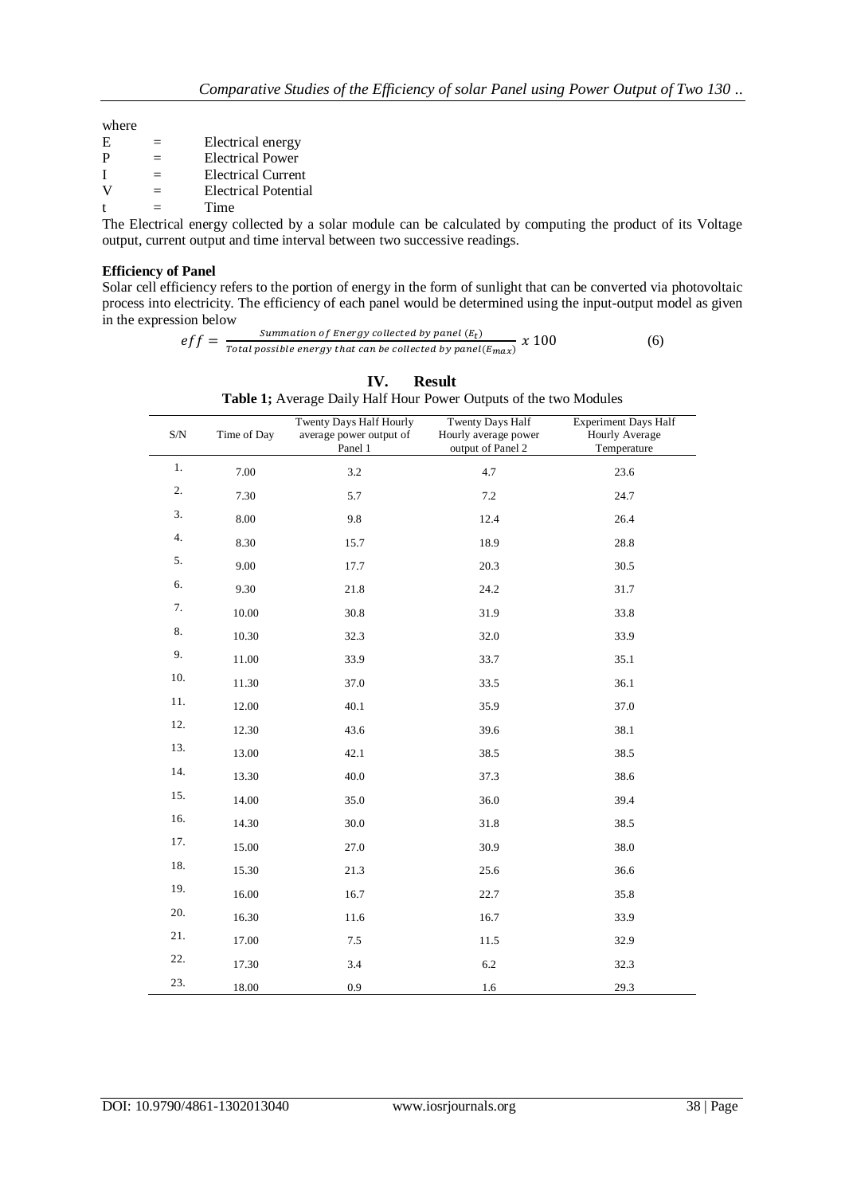where

E = Electrical energy
P = Electrical Power
I = Electrical Current
V = Electrical Potential
t = Time

The Electrical energy collected by a solar module can be calculated by computing the product of its Voltage output, current output and time interval between two successive readings.

**Efficiency of Panel**

Solar cell efficiency refers to the portion of energy in the form of sunlight that can be converted via photovoltaic process into electricity. The efficiency of each panel would be determined using the input-output model as given in the expression below

$$eff = \frac{Summation\ of\ Energy\ collected\ by\ panel\ (E_t)}{Total\ possible\ energy\ that\ can\ be\ collected\ by\ panel(E_{max})}\ x\ 100 \qquad (6)$$

## IV. Result

**Table 1;** Average Daily Half Hour Power Outputs of the two Modules

| S/N | Time of Day | Twenty Days Half Hourly average power output of Panel 1 | Twenty Days Half Hourly average power output of Panel 2 | Experiment Days Half Hourly Average Temperature |
|---|---|---|---|---|
| 1. | 7.00 | 3.2 | 4.7 | 23.6 |
| 2. | 7.30 | 5.7 | 7.2 | 24.7 |
| 3. | 8.00 | 9.8 | 12.4 | 26.4 |
| 4. | 8.30 | 15.7 | 18.9 | 28.8 |
| 5. | 9.00 | 17.7 | 20.3 | 30.5 |
| 6. | 9.30 | 21.8 | 24.2 | 31.7 |
| 7. | 10.00 | 30.8 | 31.9 | 33.8 |
| 8. | 10.30 | 32.3 | 32.0 | 33.9 |
| 9. | 11.00 | 33.9 | 33.7 | 35.1 |
| 10. | 11.30 | 37.0 | 33.5 | 36.1 |
| 11. | 12.00 | 40.1 | 35.9 | 37.0 |
| 12. | 12.30 | 43.6 | 39.6 | 38.1 |
| 13. | 13.00 | 42.1 | 38.5 | 38.5 |
| 14. | 13.30 | 40.0 | 37.3 | 38.6 |
| 15. | 14.00 | 35.0 | 36.0 | 39.4 |
| 16. | 14.30 | 30.0 | 31.8 | 38.5 |
| 17. | 15.00 | 27.0 | 30.9 | 38.0 |
| 18. | 15.30 | 21.3 | 25.6 | 36.6 |
| 19. | 16.00 | 16.7 | 22.7 | 35.8 |
| 20. | 16.30 | 11.6 | 16.7 | 33.9 |
| 21. | 17.00 | 7.5 | 11.5 | 32.9 |
| 22. | 17.30 | 3.4 | 6.2 | 32.3 |
| 23. | 18.00 | 0.9 | 1.6 | 29.3 |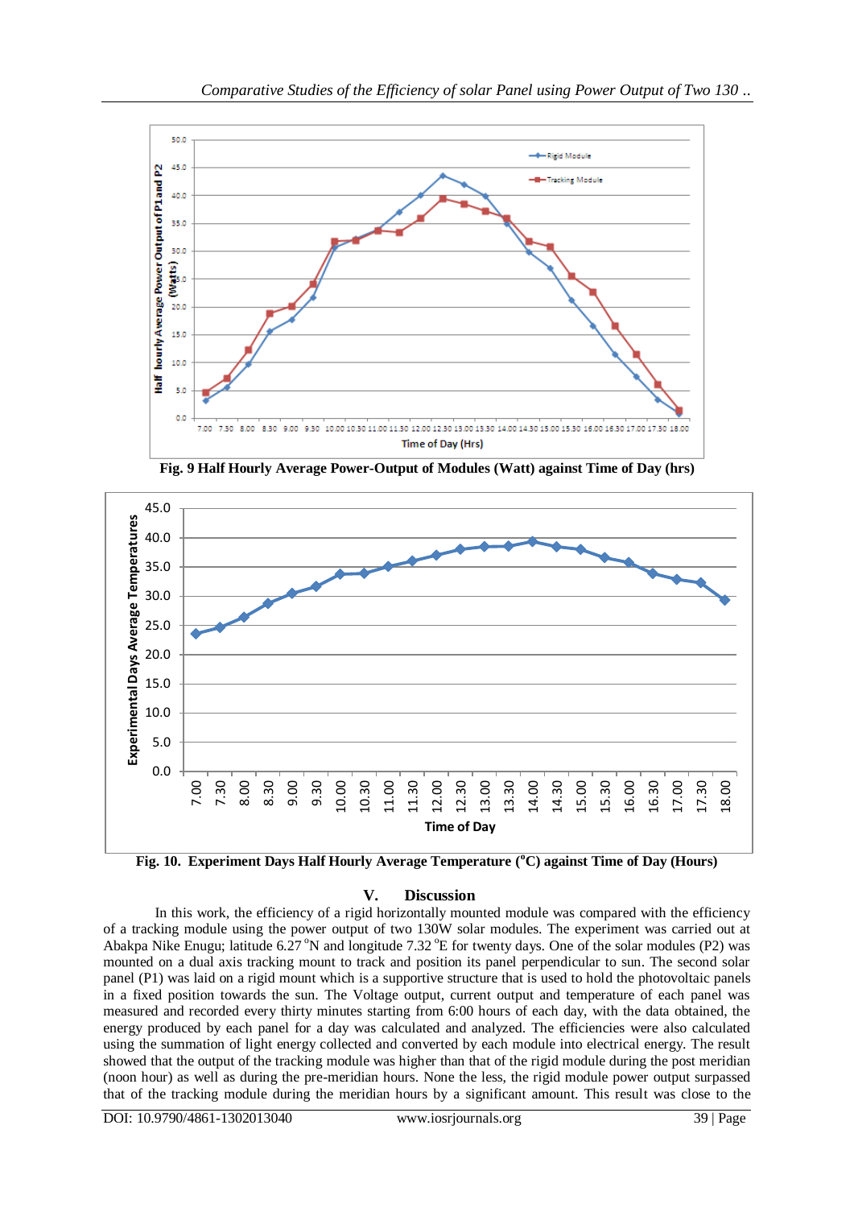Fig. 9 Half Hourly Average Power-Output of Modules (Watt) against Time of Day (hrs)

Fig. 10. Experiment Days Half Hourly Average Temperature ($^{o}C$) against Time of Day (Hours)

## V. Discussion

In this work, the efficiency of a rigid horizontally mounted module was compared with the efficiency of a tracking module using the power output of two 130W solar modules. The experiment was carried out at Abakpa Nike Enugu; latitude 6.27 $^{o}$N and longitude 7.32 $^{o}$E for twenty days. One of the solar modules (P2) was mounted on a dual axis tracking mount to track and position its panel perpendicular to sun. The second solar panel (P1) was laid on a rigid mount which is a supportive structure that is used to hold the photovoltaic panels in a fixed position towards the sun. The Voltage output, current output and temperature of each panel was measured and recorded every thirty minutes starting from 6:00 hours of each day, with the data obtained, the energy produced by each panel for a day was calculated and analyzed. The efficiencies were also calculated using the summation of light energy collected and converted by each module into electrical energy. The result showed that the output of the tracking module was higher than that of the rigid module during the post meridian (noon hour) as well as during the pre-meridian hours. None the less, the rigid module power output surpassed that of the tracking module during the meridian hours by a significant amount. This result was close to the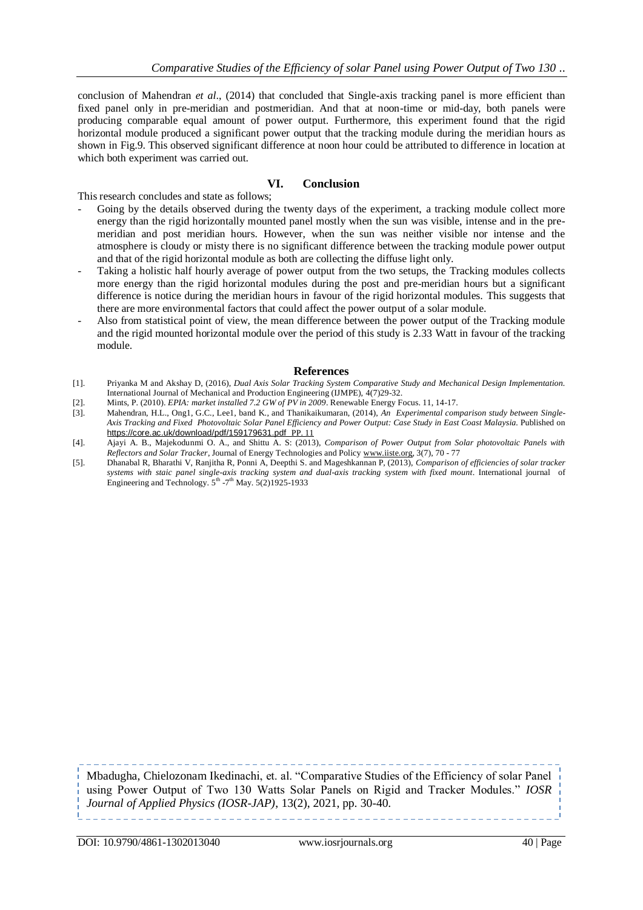conclusion of Mahendran *et al*., (2014) that concluded that Single-axis tracking panel is more efficient than fixed panel only in pre-meridian and postmeridian. And that at noon-time or mid-day, both panels were producing comparable equal amount of power output. Furthermore, this experiment found that the rigid horizontal module produced a significant power output that the tracking module during the meridian hours as shown in Fig.9. This observed significant difference at noon hour could be attributed to difference in location at which both experiment was carried out.

## VI. Conclusion

This research concludes and state as follows;

- Going by the details observed during the twenty days of the experiment, a tracking module collect more energy than the rigid horizontally mounted panel mostly when the sun was visible, intense and in the pre-meridian and post meridian hours. However, when the sun was neither visible nor intense and the atmosphere is cloudy or misty there is no significant difference between the tracking module power output and that of the rigid horizontal module as both are collecting the diffuse light only.
- Taking a holistic half hourly average of power output from the two setups, the Tracking modules collects more energy than the rigid horizontal modules during the post and pre-meridian hours but a significant difference is notice during the meridian hours in favour of the rigid horizontal modules. This suggests that there are more environmental factors that could affect the power output of a solar module.
- Also from statistical point of view, the mean difference between the power output of the Tracking module and the rigid mounted horizontal module over the period of this study is 2.33 Watt in favour of the tracking module.

## References

[1]. Priyanka M and Akshay D, (2016), *Dual Axis Solar Tracking System Comparative Study and Mechanical Design Implementation.* International Journal of Mechanical and Production Engineering (IJMPE), 4(7)29-32.

[2]. Mints, P. (2010). *EPIA: market installed 7.2 GW of PV in 2009*. Renewable Energy Focus. 11, 14-17.

[3]. Mahendran, H.L., Ong1, G.C., Lee1, band K., and Thanikaikumaran, (2014), *An Experimental comparison study between Single-Axis Tracking and Fixed Photovoltaic Solar Panel Efficiency and Power Output: Case Study in East Coast Malaysia.* Published on https://core.ac.uk/download/pdf/159179631.pdf PP. 11

[4]. Ajayi A. B., Majekodunmi O. A., and Shittu A. S: (2013), *Comparison of Power Output from Solar photovoltaic Panels with Reflectors and Solar Tracker*, Journal of Energy Technologies and Policy www.iiste.org, 3(7), 70 - 77

[5]. Dhanabal R, Bharathi V, Ranjitha R, Ponni A, Deepthi S. and Mageshkannan P, (2013), *Comparison of efficiencies of solar tracker systems with staic panel single-axis tracking system and dual-axis tracking system with fixed mount*. International journal of Engineering and Technology. 5th -7th May. 5(2)1925-1933

Mbadugha, Chielozonam Ikedinachi, et. al. "Comparative Studies of the Efficiency of solar Panel using Power Output of Two 130 Watts Solar Panels on Rigid and Tracker Modules." *IOSR Journal of Applied Physics (IOSR-JAP)*, 13(2), 2021, pp. 30-40.